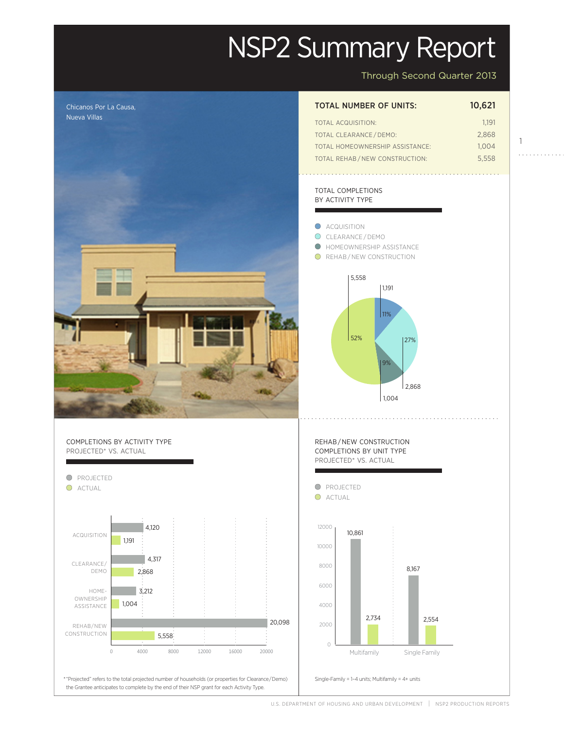# NSP2 Summary Report

Through Second Quarter 2013

Chicanos Por La Causa, Nueva Villas

| TOTAL NUMBER OF UNITS: | 10,621 |
|---|---|
| TOTAL ACQUISITION: | 1,191 |
| TOTAL CLEARANCE / DEMO: | 2,868 |
| TOTAL HOMEOWNERSHIP ASSISTANCE: | 1,004 |
| TOTAL REHAB / NEW CONSTRUCTION: | 5,558 |

## TOTAL COMPLETIONS BY ACTIVITY TYPE

| Activity Type | Units | Percent |
|---|---|---|
| ACQUISITION | 1,191 | 11% |
| CLEARANCE / DEMO | 2,868 | 27% |
| HOMEOWNERSHIP ASSISTANCE | 1,004 | 9% |
| REHAB / NEW CONSTRUCTION | 5,558 | 52% |

## COMPLETIONS BY ACTIVITY TYPE PROJECTED* VS. ACTUAL

| Activity Type | Projected | Actual |
|---|---|---|
| ACQUISITION | 4,120 | 1,191 |
| CLEARANCE/DEMO | 4,317 | 2,868 |
| HOME-OWNERSHIP ASSISTANCE | 3,212 | 1,004 |
| REHAB/NEW CONSTRUCTION | 20,098 | 5,558 |

*"Projected" refers to the total projected number of households (or properties for Clearance/Demo) the Grantee anticipates to complete by the end of their NSP grant for each Activity Type.

## REHAB / NEW CONSTRUCTION COMPLETIONS BY UNIT TYPE PROJECTED* VS. ACTUAL

| Unit Type | Projected | Actual |
|---|---|---|
| Multifamily | 10,861 | 2,734 |
| Single Family | 8,167 | 2,554 |

Single-Family = 1–4 units; Multifamily = 4+ units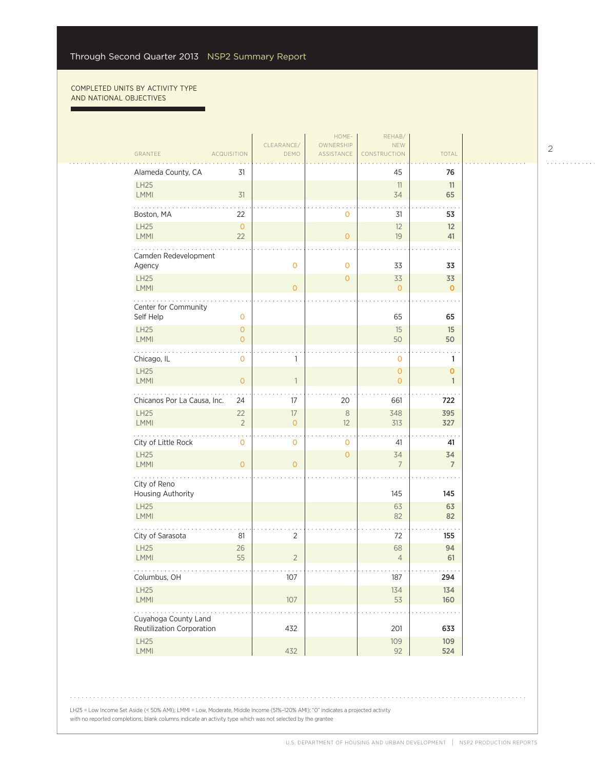Through Second Quarter 2013 NSP2 Summary Report

COMPLETED UNITS BY ACTIVITY TYPE AND NATIONAL OBJECTIVES

| GRANTEE | ACQUISITION | CLEARANCE/ DEMO | HOME-OWNERSHIP ASSISTANCE | REHAB/ NEW CONSTRUCTION | TOTAL |
|---|---|---|---|---|---|
| Alameda County, CA | 31 | | | 45 | **76** |
| LH25 | | | | 11 | **11** |
| LMMI | 31 | | | 34 | **65** |
| Boston, MA | 22 | | 0 | 31 | **53** |
| LH25 | 0 | | | 12 | **12** |
| LMMI | 22 | | 0 | 19 | **41** |
| Camden Redevelopment Agency | | 0 | 0 | 33 | **33** |
| LH25 | | | 0 | 33 | **33** |
| LMMI | | 0 | | 0 | **0** |
| Center for Community Self Help | 0 | | | 65 | **65** |
| LH25 | 0 | | | 15 | **15** |
| LMMI | 0 | | | 50 | **50** |
| Chicago, IL | 0 | 1 | | 0 | **1** |
| LH25 | | | | 0 | **0** |
| LMMI | 0 | 1 | | 0 | **1** |
| Chicanos Por La Causa, Inc. | 24 | 17 | 20 | 661 | **722** |
| LH25 | 22 | 17 | 8 | 348 | **395** |
| LMMI | 2 | 0 | 12 | 313 | **327** |
| City of Little Rock | 0 | 0 | 0 | 41 | **41** |
| LH25 | | | 0 | 34 | **34** |
| LMMI | 0 | 0 | | 7 | **7** |
| City of Reno Housing Authority | | | | 145 | **145** |
| LH25 | | | | 63 | **63** |
| LMMI | | | | 82 | **82** |
| City of Sarasota | 81 | 2 | | 72 | **155** |
| LH25 | 26 | | | 68 | **94** |
| LMMI | 55 | 2 | | 4 | **61** |
| Columbus, OH | | 107 | | 187 | **294** |
| LH25 | | | | 134 | **134** |
| LMMI | | 107 | | 53 | **160** |
| Cuyahoga County Land Reutilization Corporation | | 432 | | 201 | **633** |
| LH25 | | | | 109 | **109** |
| LMMI | | 432 | | 92 | **524** |

LH25 = Low Income Set Aside (< 50% AMI); LMMI = Low, Moderate, Middle Income (51%–120% AMI); "0" indicates a projected activity with no reported completions; blank columns indicate an activity type which was not selected by the grantee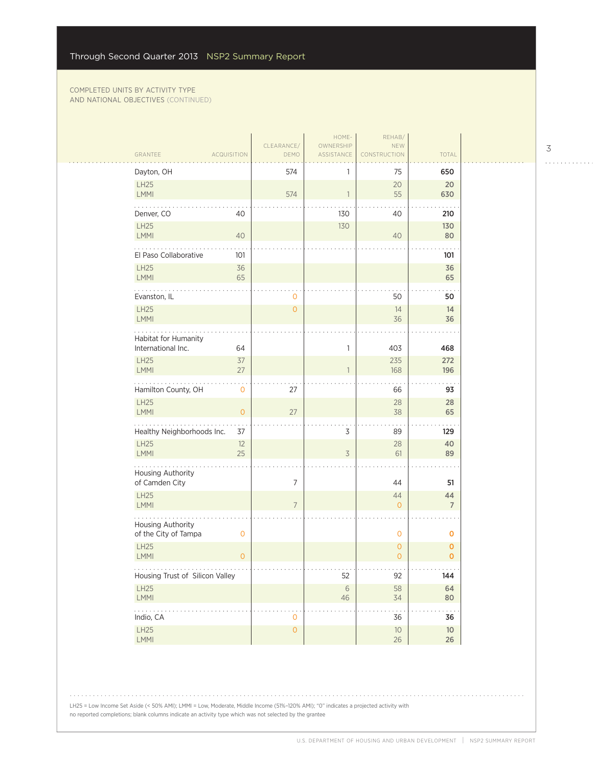COMPLETED UNITS BY ACTIVITY TYPE AND NATIONAL OBJECTIVES (CONTINUED)

| GRANTEE | ACQUISITION | CLEARANCE/ DEMO | HOME-OWNERSHIP ASSISTANCE | REHAB/ NEW CONSTRUCTION | TOTAL |
|---|---|---|---|---|---|
| Dayton, OH | | 574 | 1 | 75 | **650** |
| LH25 | | | | 20 | **20** |
| LMMI | | 574 | 1 | 55 | **630** |
| Denver, CO | 40 | | 130 | 40 | **210** |
| LH25 | | | 130 | | **130** |
| LMMI | 40 | | | 40 | **80** |
| El Paso Collaborative | 101 | | | | **101** |
| LH25 | 36 | | | | **36** |
| LMMI | 65 | | | | **65** |
| Evanston, IL | | 0 | | 50 | **50** |
| LH25 | | 0 | | 14 | **14** |
| LMMI | | | | 36 | **36** |
| Habitat for Humanity International Inc. | 64 | | 1 | 403 | **468** |
| LH25 | 37 | | | 235 | **272** |
| LMMI | 27 | | 1 | 168 | **196** |
| Hamilton County, OH | 0 | 27 | | 66 | **93** |
| LH25 | | | | 28 | **28** |
| LMMI | 0 | 27 | | 38 | **65** |
| Healthy Neighborhoods Inc. | 37 | | 3 | 89 | **129** |
| LH25 | 12 | | | 28 | **40** |
| LMMI | 25 | | 3 | 61 | **89** |
| Housing Authority of Camden City | | 7 | | 44 | **51** |
| LH25 | | | | 44 | **44** |
| LMMI | | 7 | | 0 | **7** |
| Housing Authority of the City of Tampa | 0 | | | 0 | **0** |
| LH25 | | | | 0 | **0** |
| LMMI | 0 | | | 0 | **0** |
| Housing Trust of Silicon Valley | | | 52 | 92 | **144** |
| LH25 | | | 6 | 58 | **64** |
| LMMI | | | 46 | 34 | **80** |
| Indio, CA | | 0 | | 36 | **36** |
| LH25 | | 0 | | 10 | **10** |
| LMMI | | | | 26 | **26** |

LH25 = Low Income Set Aside (< 50% AMI); LMMI = Low, Moderate, Middle Income (51%–120% AMI); "0" indicates a projected activity with no reported completions; blank columns indicate an activity type which was not selected by the grantee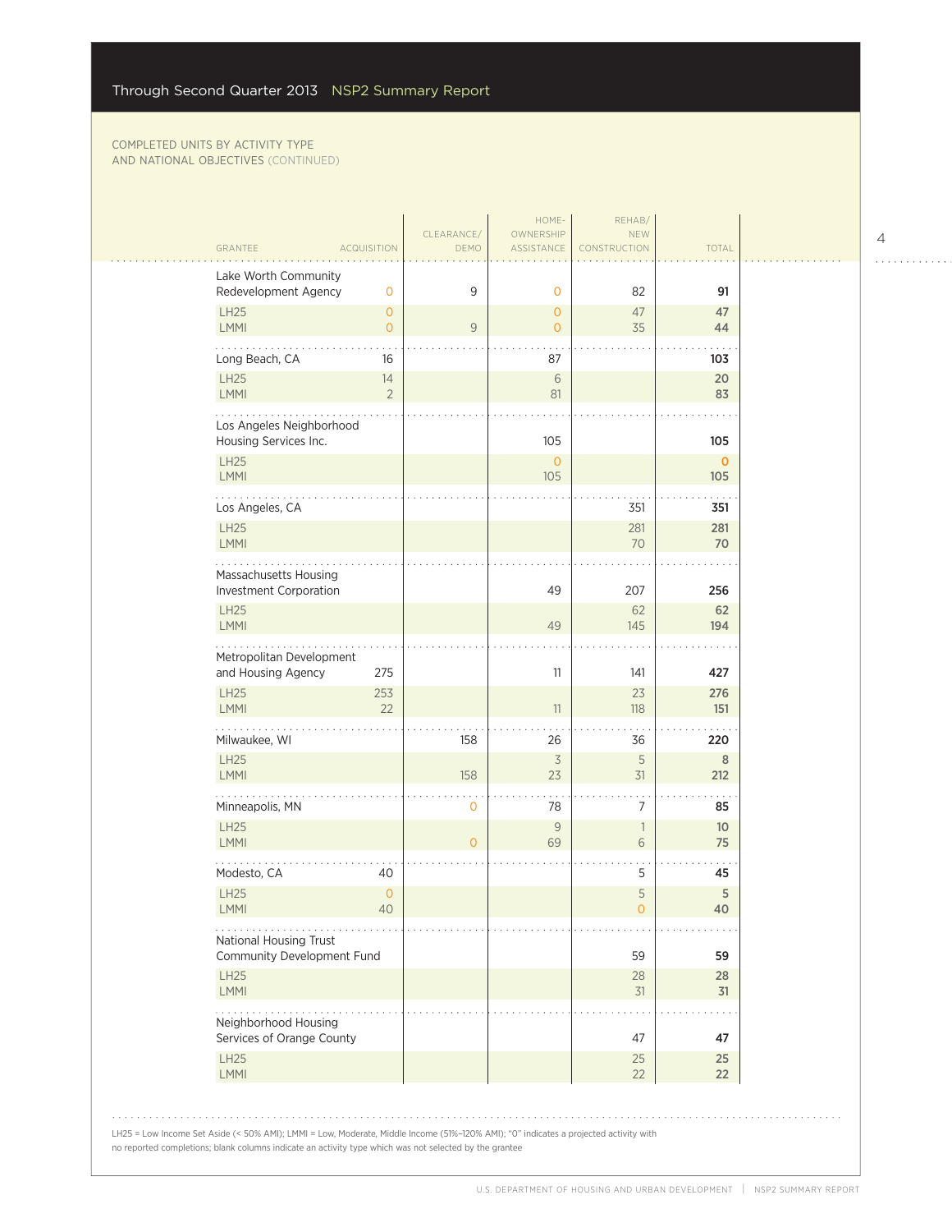COMPLETED UNITS BY ACTIVITY TYPE AND NATIONAL OBJECTIVES (CONTINUED)

| GRANTEE | ACQUISITION | CLEARANCE/ DEMO | HOME-OWNERSHIP ASSISTANCE | REHAB/ NEW CONSTRUCTION | TOTAL |
|---|---|---|---|---|---|
| **Lake Worth Community Redevelopment Agency** | 0 | 9 | 0 | 82 | **91** |
| LH25 | 0 | | 0 | 47 | **47** |
| LMMI | 0 | 9 | 0 | 35 | **44** |
| **Long Beach, CA** | 16 | | 87 | | **103** |
| LH25 | 14 | | 6 | | **20** |
| LMMI | 2 | | 81 | | **83** |
| **Los Angeles Neighborhood Housing Services Inc.** | | | 105 | | **105** |
| LH25 | | | 0 | | **0** |
| LMMI | | | 105 | | **105** |
| **Los Angeles, CA** | | | | 351 | **351** |
| LH25 | | | | 281 | **281** |
| LMMI | | | | 70 | **70** |
| **Massachusetts Housing Investment Corporation** | | | 49 | 207 | **256** |
| LH25 | | | | 62 | **62** |
| LMMI | | | 49 | 145 | **194** |
| **Metropolitan Development and Housing Agency** | 275 | | 11 | 141 | **427** |
| LH25 | 253 | | | 23 | **276** |
| LMMI | 22 | | 11 | 118 | **151** |
| **Milwaukee, WI** | | 158 | 26 | 36 | **220** |
| LH25 | | | 3 | 5 | **8** |
| LMMI | | 158 | 23 | 31 | **212** |
| **Minneapolis, MN** | | 0 | 78 | 7 | **85** |
| LH25 | | | 9 | 1 | **10** |
| LMMI | | 0 | 69 | 6 | **75** |
| **Modesto, CA** | 40 | | | 5 | **45** |
| LH25 | 0 | | | 5 | **5** |
| LMMI | 40 | | | 0 | **40** |
| **National Housing Trust Community Development Fund** | | | | 59 | **59** |
| LH25 | | | | 28 | **28** |
| LMMI | | | | 31 | **31** |
| **Neighborhood Housing Services of Orange County** | | | | 47 | **47** |
| LH25 | | | | 25 | **25** |
| LMMI | | | | 22 | **22** |

LH25 = Low Income Set Aside (< 50% AMI); LMMI = Low, Moderate, Middle Income (51%–120% AMI); "0" indicates a projected activity with no reported completions; blank columns indicate an activity type which was not selected by the grantee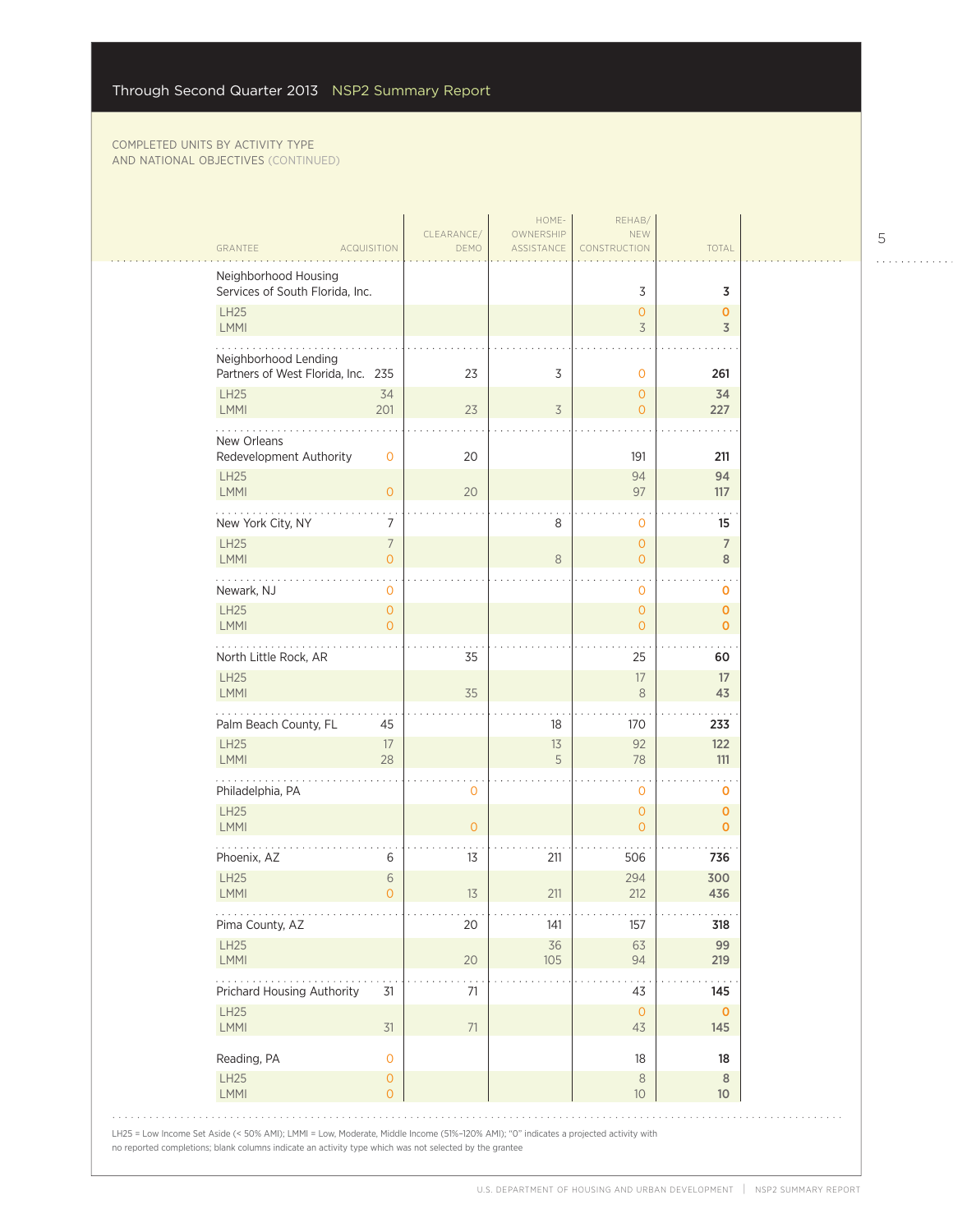COMPLETED UNITS BY ACTIVITY TYPE AND NATIONAL OBJECTIVES (CONTINUED)

| GRANTEE | ACQUISITION | CLEARANCE/ DEMO | HOME-OWNERSHIP ASSISTANCE | REHAB/ NEW CONSTRUCTION | TOTAL |
|---|---|---|---|---|---|
| Neighborhood Housing Services of South Florida, Inc. | | | | 3 | **3** |
| LH25 | | | | 0 | **0** |
| LMMI | | | | 3 | **3** |
| Neighborhood Lending Partners of West Florida, Inc. | 235 | 23 | 3 | 0 | **261** |
| LH25 | 34 | | | 0 | **34** |
| LMMI | 201 | 23 | 3 | 0 | **227** |
| New Orleans Redevelopment Authority | 0 | 20 | | 191 | **211** |
| LH25 | | | | 94 | **94** |
| LMMI | 0 | 20 | | 97 | **117** |
| New York City, NY | 7 | | 8 | 0 | **15** |
| LH25 | 7 | | | 0 | **7** |
| LMMI | 0 | | 8 | 0 | **8** |
| Newark, NJ | 0 | | | 0 | **0** |
| LH25 | 0 | | | 0 | **0** |
| LMMI | 0 | | | 0 | **0** |
| North Little Rock, AR | | 35 | | 25 | **60** |
| LH25 | | | | 17 | **17** |
| LMMI | | 35 | | 8 | **43** |
| Palm Beach County, FL | 45 | | 18 | 170 | **233** |
| LH25 | 17 | | 13 | 92 | **122** |
| LMMI | 28 | | 5 | 78 | **111** |
| Philadelphia, PA | | 0 | | 0 | **0** |
| LH25 | | | | 0 | **0** |
| LMMI | | 0 | | 0 | **0** |
| Phoenix, AZ | 6 | 13 | 211 | 506 | **736** |
| LH25 | 6 | | | 294 | **300** |
| LMMI | 0 | 13 | 211 | 212 | **436** |
| Pima County, AZ | | 20 | 141 | 157 | **318** |
| LH25 | | | 36 | 63 | **99** |
| LMMI | | 20 | 105 | 94 | **219** |
| Prichard Housing Authority | 31 | 71 | | 43 | **145** |
| LH25 | | | | 0 | **0** |
| LMMI | 31 | 71 | | 43 | **145** |
| Reading, PA | 0 | | | 18 | **18** |
| LH25 | 0 | | | 8 | **8** |
| LMMI | 0 | | | 10 | **10** |

LH25 = Low Income Set Aside (< 50% AMI); LMMI = Low, Moderate, Middle Income (51%–120% AMI); "0" indicates a projected activity with no reported completions; blank columns indicate an activity type which was not selected by the grantee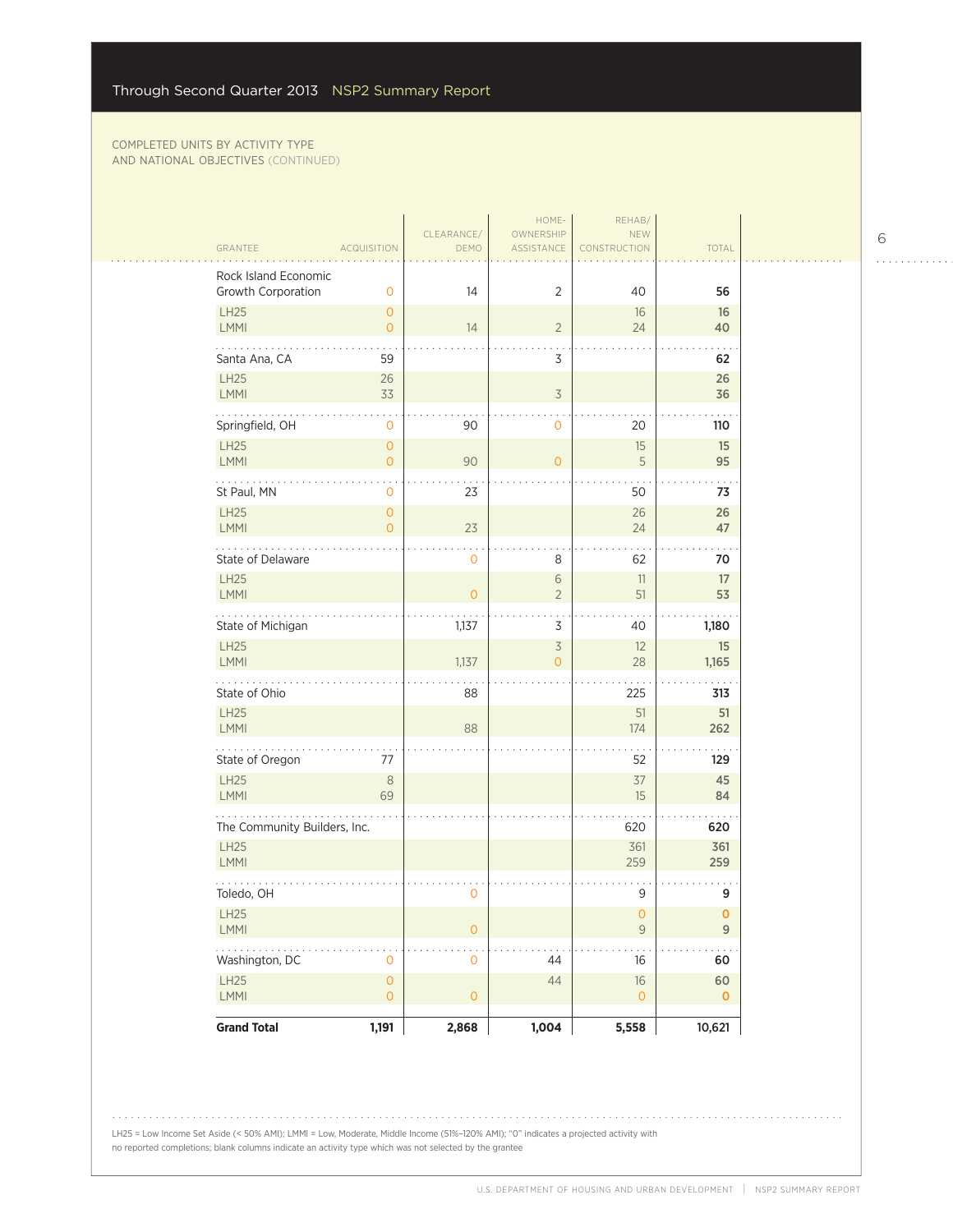COMPLETED UNITS BY ACTIVITY TYPE AND NATIONAL OBJECTIVES (CONTINUED)

| GRANTEE | ACQUISITION | CLEARANCE/ DEMO | HOME-OWNERSHIP ASSISTANCE | REHAB/ NEW CONSTRUCTION | TOTAL |
|---|---|---|---|---|---|
| Rock Island Economic Growth Corporation | 0 | 14 | 2 | 40 | **56** |
| LH25 | 0 | | | 16 | **16** |
| LMMI | 0 | 14 | 2 | 24 | **40** |
| Santa Ana, CA | 59 | | 3 | | **62** |
| LH25 | 26 | | | | **26** |
| LMMI | 33 | | 3 | | **36** |
| Springfield, OH | 0 | 90 | 0 | 20 | **110** |
| LH25 | 0 | | | 15 | **15** |
| LMMI | 0 | 90 | 0 | 5 | **95** |
| St Paul, MN | 0 | 23 | | 50 | **73** |
| LH25 | 0 | | | 26 | **26** |
| LMMI | 0 | 23 | | 24 | **47** |
| State of Delaware | | 0 | 8 | 62 | **70** |
| LH25 | | | 6 | 11 | **17** |
| LMMI | | 0 | 2 | 51 | **53** |
| State of Michigan | | 1,137 | 3 | 40 | **1,180** |
| LH25 | | | 3 | 12 | **15** |
| LMMI | | 1,137 | 0 | 28 | **1,165** |
| State of Ohio | | 88 | | 225 | **313** |
| LH25 | | | | 51 | **51** |
| LMMI | | 88 | | 174 | **262** |
| State of Oregon | 77 | | | 52 | **129** |
| LH25 | 8 | | | 37 | **45** |
| LMMI | 69 | | | 15 | **84** |
| The Community Builders, Inc. | | | | 620 | **620** |
| LH25 | | | | 361 | **361** |
| LMMI | | | | 259 | **259** |
| Toledo, OH | | 0 | | 9 | **9** |
| LH25 | | | | 0 | **0** |
| LMMI | | 0 | | 9 | **9** |
| Washington, DC | 0 | 0 | 44 | 16 | **60** |
| LH25 | 0 | | 44 | 16 | **60** |
| LMMI | 0 | 0 | | 0 | **0** |
| **Grand Total** | **1,191** | **2,868** | **1,004** | **5,558** | **10,621** |

LH25 = Low Income Set Aside (< 50% AMI); LMMI = Low, Moderate, Middle Income (51%–120% AMI); "0" indicates a projected activity with no reported completions; blank columns indicate an activity type which was not selected by the grantee